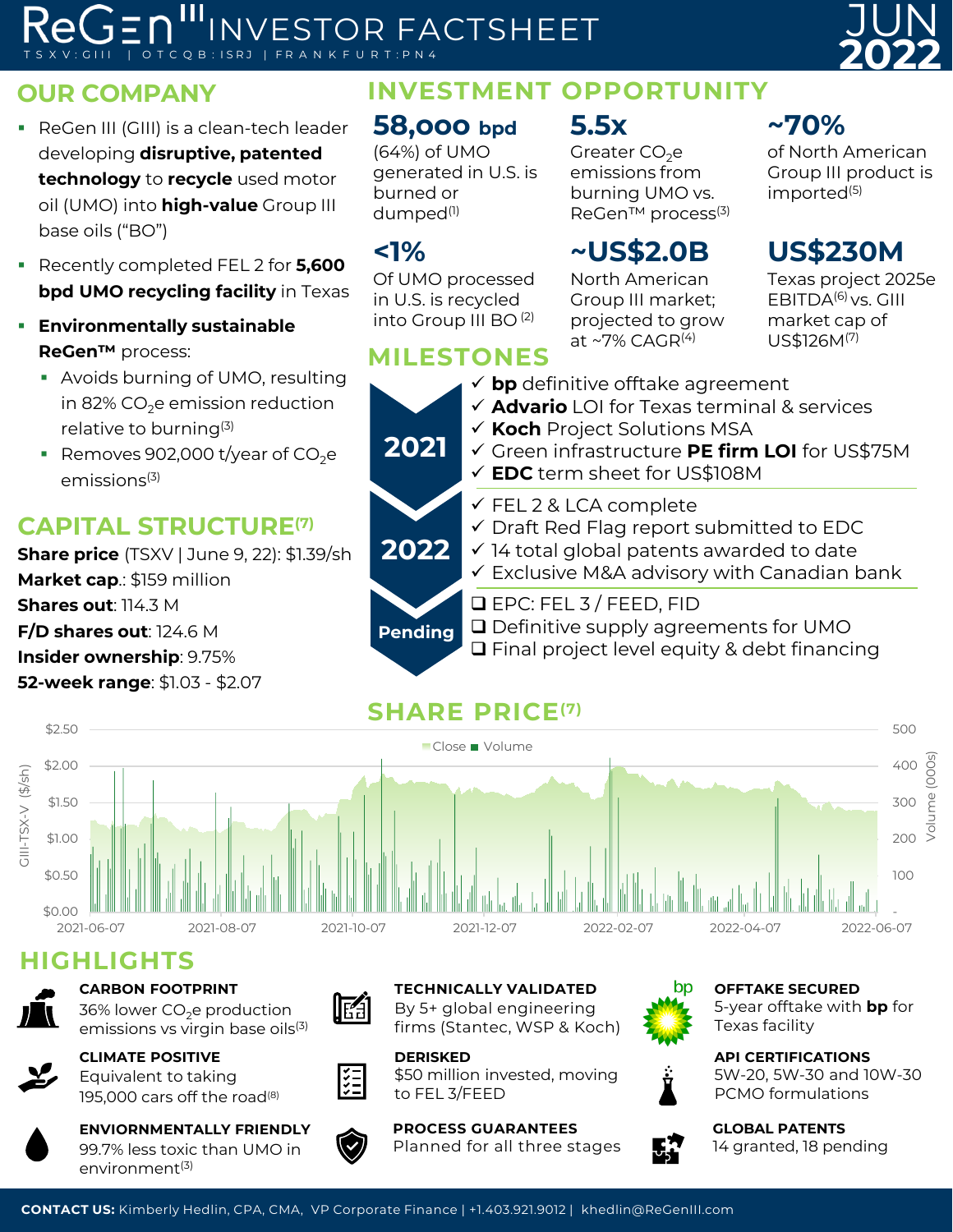# ReGen III INVESTOR FACTSHEET

TSXV:GIII | OTCQB:ISRJ | FRANKFURT:PN4

JUN 2022

## OUR COMPANY

- ReGen III (GIII) is a clean-tech leader developing **disruptive, patented technology** to **recycle** used motor oil (UMO) into **high-value** Group III base oils ("BO")
- Recently completed FEL 2 for **5,600 bpd UMO recycling facility** in Texas
- **Environmentally sustainable ReGen™** process:
  - Avoids burning of UMO, resulting in 82% $CO_2e$ emission reduction relative to burning[3]
  - Removes 902,000 t/year of $CO_2e$ emissions[3]

## CAPITAL STRUCTURE[7]

**Share price** (TSXV | June 9, 22): $1.39/sh
**Market cap**.: $159 million
**Shares out**: 114.3 M
**F/D shares out**: 124.6 M
**Insider ownership**: 9.75%
**52-week range**: $1.03 - $2.07

## INVESTMENT OPPORTUNITY

**58,000 bpd**
(64%) of UMO generated in U.S. is burned or dumped[1]

**5.5x**
Greater $CO_2e$ emissions from burning UMO vs. ReGen™ process[3]

**~70%**
of North American Group III product is imported[5]

**<1%**
Of UMO processed in U.S. is recycled into Group III BO[2]

**~US$2.0B**
North American Group III market; projected to grow at ~7% CAGR[4]

**US$230M**
Texas project 2025e EBITDA[6] vs. GIII market cap of US$126M[7]

## MILESTONES

**2021**
- ✓ **bp** definitive offtake agreement
- ✓ **Advario** LOI for Texas terminal & services
- ✓ **Koch** Project Solutions MSA
- ✓ Green infrastructure **PE firm LOI** for US$75M
- ✓ **EDC** term sheet for US$108M

**2022**
- ✓ FEL 2 & LCA complete
- ✓ Draft Red Flag report submitted to EDC
- ✓ 14 total global patents awarded to date
- ✓ Exclusive M&A advisory with Canadian bank

**Pending**
- ❑ EPC: FEL 3 / FEED, FID
- ❑ Definitive supply agreements for UMO
- ❑ Final project level equity & debt financing

## SHARE PRICE[7]

Chart: Close, Volume. GIII-TSX-V ($/sh), $0.00–$2.50; Volume (000s), 0–500; 2021-06-07 to 2022-06-07.

## HIGHLIGHTS

**CARBON FOOTPRINT**
36% lower $CO_2e$ production emissions vs virgin base oils[3]

**TECHNICALLY VALIDATED**
By 5+ global engineering firms (Stantec, WSP & Koch)

**OFFTAKE SECURED**
5-year offtake with **bp** for Texas facility

**CLIMATE POSITIVE**
Equivalent to taking 195,000 cars off the road[8]

**DERISKED**
$50 million invested, moving to FEL 3/FEED

**API CERTIFICATIONS**
5W-20, 5W-30 and 10W-30 PCMO formulations

**ENVIONRMENTALLY FRIENDLY**
99.7% less toxic than UMO in environment[3]

**PROCESS GUARANTEES**
Planned for all three stages

**GLOBAL PATENTS**
14 granted, 18 pending

**CONTACT US:** Kimberly Hedlin, CPA, CMA, VP Corporate Finance | +1.403.921.9012 | khedlin@ReGenIII.com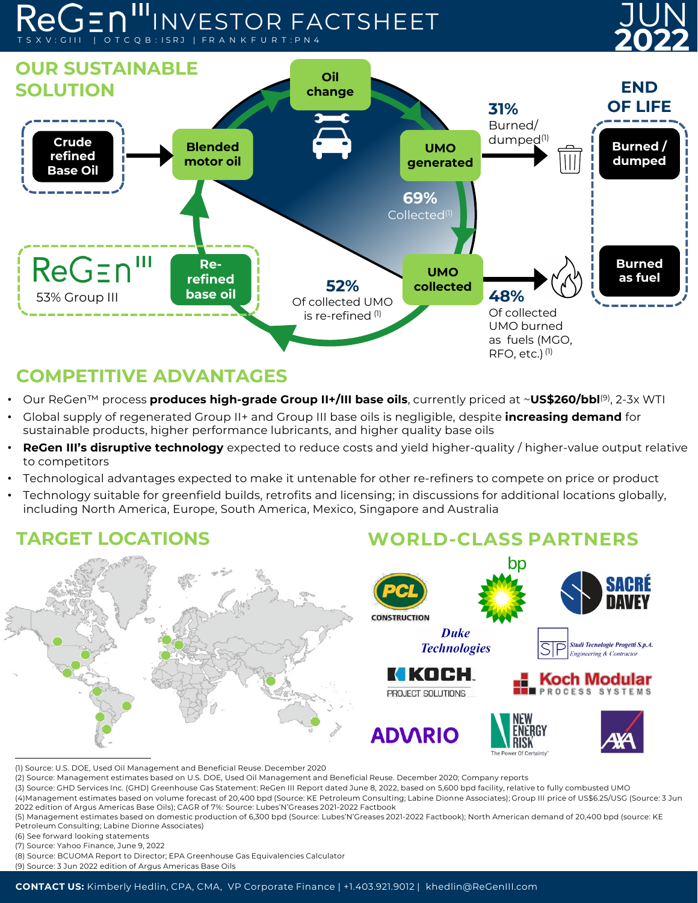# ReGen III INVESTOR FACTSHEET

TSXV:GIII | OTCQB:ISRJ | FRANKFURT:PN4

JUN 2022

## OUR SUSTAINABLE SOLUTION

Crude refined Base Oil → Blended motor oil → Oil change → UMO generated

31% Burned/dumped[1] → END OF LIFE: Burned / dumped

69% Collected[1] → UMO collected

48% Of collected UMO burned as fuels (MGO, RFO, etc.)[1] → Burned as fuel

52% Of collected UMO is re-refined[1] → Re-refined base oil → Blended motor oil

ReGen III — 53% Group III

## COMPETITIVE ADVANTAGES

- Our ReGen™ process **produces high-grade Group II+/III base oils**, currently priced at ~**US$260/bbl**[9], 2-3x WTI
- Global supply of regenerated Group II+ and Group III base oils is negligible, despite **increasing demand** for sustainable products, higher performance lubricants, and higher quality base oils
- **ReGen III's disruptive technology** expected to reduce costs and yield higher-quality / higher-value output relative to competitors
- Technological advantages expected to make it untenable for other re-refiners to compete on price or product
- Technology suitable for greenfield builds, retrofits and licensing; in discussions for additional locations globally, including North America, Europe, South America, Mexico, Singapore and Australia

## TARGET LOCATIONS

## WORLD-CLASS PARTNERS

PCL Construction, bp, Sacré Davey, Duke Technologies, Studi Tecnologie Progetti S.p.A. Engineering & Contractor, Koch Project Solutions, Koch Modular Process Systems, Advario, New Energy Risk – The Power Of Certainty, AXA

(1) Source: U.S. DOE, Used Oil Management and Beneficial Reuse. December 2020
(2) Source: Management estimates based on U.S. DOE, Used Oil Management and Beneficial Reuse. December 2020; Company reports
(3) Source: GHD Services Inc. (GHD) Greenhouse Gas Statement: ReGen III Report dated June 8, 2022, based on 5,600 bpd facility, relative to fully combusted UMO
(4)Management estimates based on volume forecast of 20,400 bpd (Source: KE Petroleum Consulting; Labine Dionne Associates); Group III price of US$6.25/USG (Source: 3 Jun 2022 edition of Argus Americas Base Oils); CAGR of 7%: Source: Lubes'N'Greases 2021-2022 Factbook
(5) Management estimates based on domestic production of 6,300 bpd (Source: Lubes'N'Greases 2021-2022 Factbook); North American demand of 20,400 bpd (source: KE Petroleum Consulting; Labine Dionne Associates)
(6) See forward looking statements
(7) Source: Yahoo Finance, June 9, 2022
(8) Source: BCUOMA Report to Director; EPA Greenhouse Gas Equivalencies Calculator
(9) Source: 3 Jun 2022 edition of Argus Americas Base Oils

**CONTACT US:** Kimberly Hedlin, CPA, CMA, VP Corporate Finance | +1.403.921.9012 | khedlin@ReGenIII.com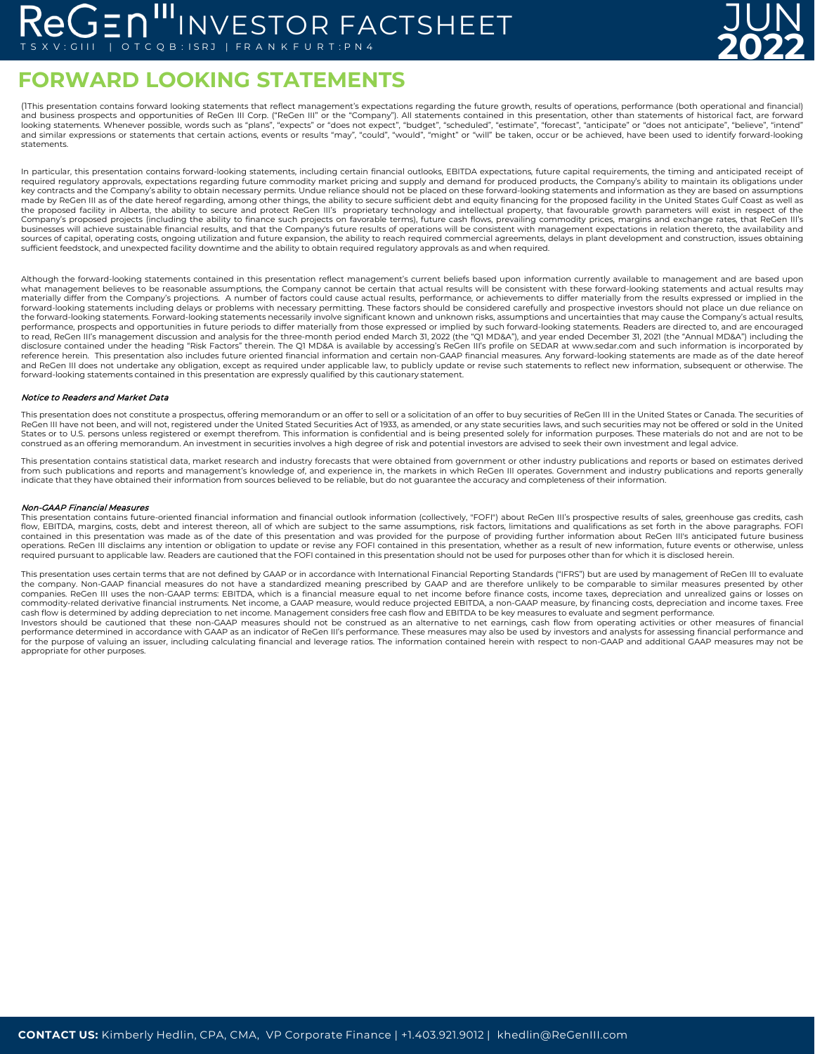# FORWARD LOOKING STATEMENTS

(1This presentation contains forward looking statements that reflect management's expectations regarding the future growth, results of operations, performance (both operational and financial) and business prospects and opportunities of ReGen III Corp. ("ReGen III" or the "Company"). All statements contained in this presentation, other than statements of historical fact, are forward looking statements. Whenever possible, words such as "plans", "expects" or "does not expect", "budget", "scheduled", "estimate", "forecast", "anticipate" or "does not anticipate", "believe", "intend" and similar expressions or statements that certain actions, events or results "may", "could", "would", "might" or "will" be taken, occur or be achieved, have been used to identify forward-looking statements.

In particular, this presentation contains forward-looking statements, including certain financial outlooks, EBITDA expectations, future capital requirements, the timing and anticipated receipt of required regulatory approvals, expectations regarding future commodity market pricing and supply and demand for produced products, the Company's ability to maintain its obligations under key contracts and the Company's ability to obtain necessary permits. Undue reliance should not be placed on these forward-looking statements and information as they are based on assumptions made by ReGen III as of the date hereof regarding, among other things, the ability to secure sufficient debt and equity financing for the proposed facility in the United States Gulf Coast as well as the proposed facility in Alberta, the ability to secure and protect ReGen III's proprietary technology and intellectual property, that favourable growth parameters will exist in respect of the Company's proposed projects (including the ability to finance such projects on favorable terms), future cash flows, prevailing commodity prices, margins and exchange rates, that ReGen III's businesses will achieve sustainable financial results, and that the Company's future results of operations will be consistent with management expectations in relation thereto, the availability and sources of capital, operating costs, ongoing utilization and future expansion, the ability to reach required commercial agreements, delays in plant development and construction, issues obtaining sufficient feedstock, and unexpected facility downtime and the ability to obtain required regulatory approvals as and when required.

Although the forward-looking statements contained in this presentation reflect management's current beliefs based upon information currently available to management and are based upon what management believes to be reasonable assumptions, the Company cannot be certain that actual results will be consistent with these forward-looking statements and actual results may materially differ from the Company's projections. A number of factors could cause actual results, performance, or achievements to differ materially from the results expressed or implied in the forward-looking statements including delays or problems with necessary permitting. These factors should be considered carefully and prospective investors should not place un due reliance on the forward-looking statements. Forward-looking statements necessarily involve significant known and unknown risks, assumptions and uncertainties that may cause the Company's actual results, performance, prospects and opportunities in future periods to differ materially from those expressed or implied by such forward-looking statements. Readers are directed to, and are encouraged to read, ReGen III's management discussion and analysis for the three-month period ended March 31, 2022 (the "Q1 MD&A"), and year ended December 31, 2021 (the "Annual MD&A") including the disclosure contained under the heading "Risk Factors" therein. The Q1 MD&A is available by accessing's ReGen III's profile on SEDAR at www.sedar.com and such information is incorporated by reference herein. This presentation also includes future oriented financial information and certain non-GAAP financial measures. Any forward-looking statements are made as of the date hereof and ReGen III does not undertake any obligation, except as required under applicable law, to publicly update or revise such statements to reflect new information, subsequent or otherwise. The forward-looking statements contained in this presentation are expressly qualified by this cautionary statement.

### *Notice to Readers and Market Data*

This presentation does not constitute a prospectus, offering memorandum or an offer to sell or a solicitation of an offer to buy securities of ReGen III in the United States or Canada. The securities of ReGen III have not been, and will not, registered under the United Stated Securities Act of 1933, as amended, or any state securities laws, and such securities may not be offered or sold in the United States or to U.S. persons unless registered or exempt therefrom. This information is confidential and is being presented solely for information purposes. These materials do not and are not to be construed as an offering memorandum. An investment in securities involves a high degree of risk and potential investors are advised to seek their own investment and legal advice.

This presentation contains statistical data, market research and industry forecasts that were obtained from government or other industry publications and reports or based on estimates derived from such publications and reports and management's knowledge of, and experience in, the markets in which ReGen III operates. Government and industry publications and reports generally indicate that they have obtained their information from sources believed to be reliable, but do not guarantee the accuracy and completeness of their information.

### *Non-GAAP Financial Measures*

This presentation contains future-oriented financial information and financial outlook information (collectively, "FOFI") about ReGen III's prospective results of sales, greenhouse gas credits, cash flow, EBITDA, margins, costs, debt and interest thereon, all of which are subject to the same assumptions, risk factors, limitations and qualifications as set forth in the above paragraphs. FOFI contained in this presentation was made as of the date of this presentation and was provided for the purpose of providing further information about ReGen III's anticipated future business operations. ReGen III disclaims any intention or obligation to update or revise any FOFI contained in this presentation, whether as a result of new information, future events or otherwise, unless required pursuant to applicable law. Readers are cautioned that the FOFI contained in this presentation should not be used for purposes other than for which it is disclosed herein.

This presentation uses certain terms that are not defined by GAAP or in accordance with International Financial Reporting Standards ("IFRS") but are used by management of ReGen III to evaluate the company. Non-GAAP financial measures do not have a standardized meaning prescribed by GAAP and are therefore unlikely to be comparable to similar measures presented by other companies. ReGen III uses the non-GAAP terms: EBITDA, which is a financial measure equal to net income before finance costs, income taxes, depreciation and unrealized gains or losses on commodity-related derivative financial instruments. Net income, a GAAP measure, would reduce projected EBITDA, a non-GAAP measure, by financing costs, depreciation and income taxes. Free cash flow is determined by adding depreciation to net income. Management considers free cash flow and EBITDA to be key measures to evaluate and segment performance.

Investors should be cautioned that these non-GAAP measures should not be construed as an alternative to net earnings, cash flow from operating activities or other measures of financial performance determined in accordance with GAAP as an indicator of ReGen III's performance. These measures may also be used by investors and analysts for assessing financial performance and for the purpose of valuing an issuer, including calculating financial and leverage ratios. The information contained herein with respect to non-GAAP and additional GAAP measures may not be appropriate for other purposes.

**CONTACT US:** Kimberly Hedlin, CPA, CMA, VP Corporate Finance | +1.403.921.9012 | khedlin@ReGenIII.com